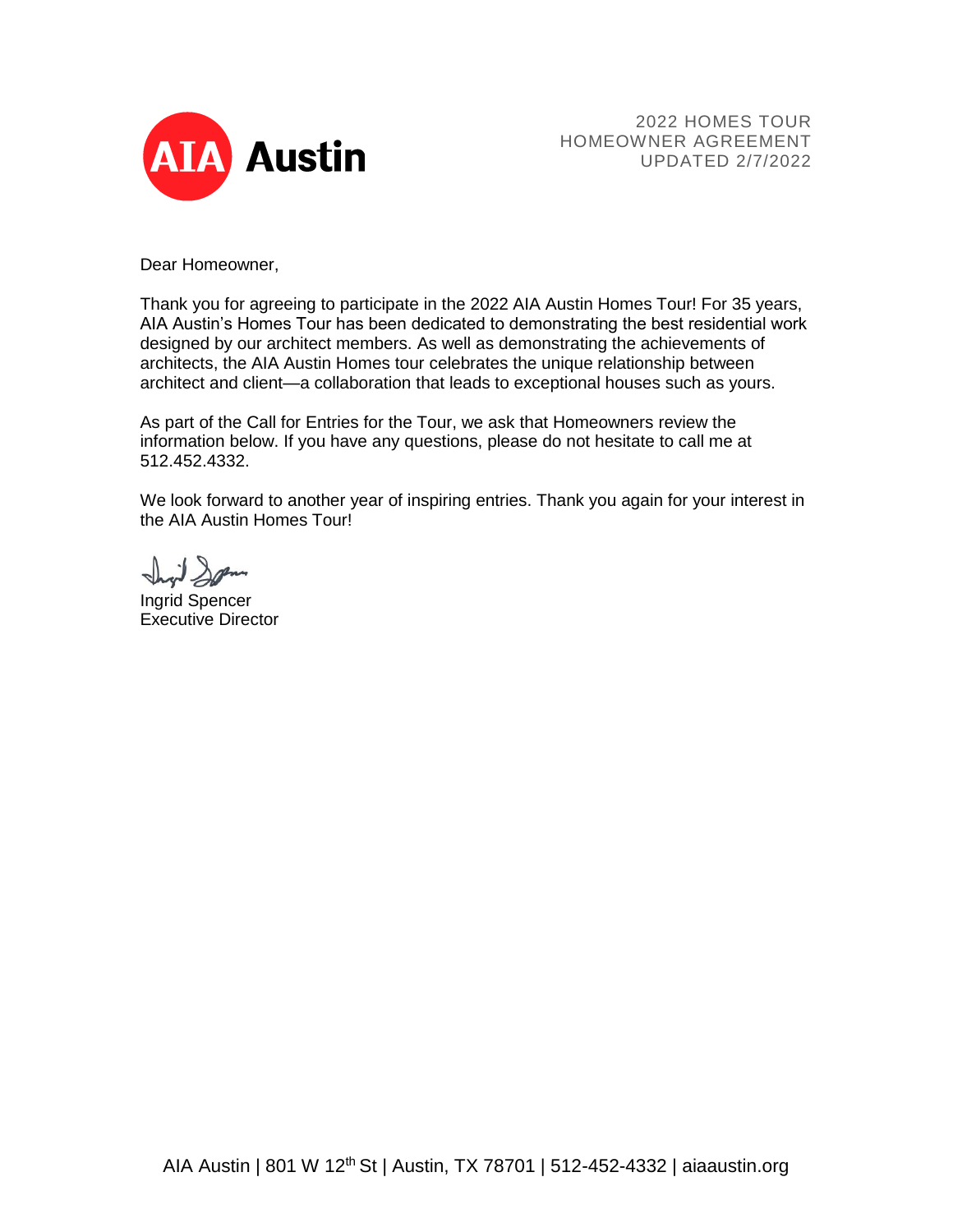AIA Austin

2022 HOMES TOUR
HOMEOWNER AGREEMENT
UPDATED 2/7/2022

Dear Homeowner,

Thank you for agreeing to participate in the 2022 AIA Austin Homes Tour! For 35 years, AIA Austin's Homes Tour has been dedicated to demonstrating the best residential work designed by our architect members. As well as demonstrating the achievements of architects, the AIA Austin Homes tour celebrates the unique relationship between architect and client—a collaboration that leads to exceptional houses such as yours.

As part of the Call for Entries for the Tour, we ask that Homeowners review the information below. If you have any questions, please do not hesitate to call me at 512.452.4332.

We look forward to another year of inspiring entries. Thank you again for your interest in the AIA Austin Homes Tour!

Ingrid Spencer
Executive Director

AIA Austin | 801 W 12th St | Austin, TX 78701 | 512-452-4332 | aiaaustin.org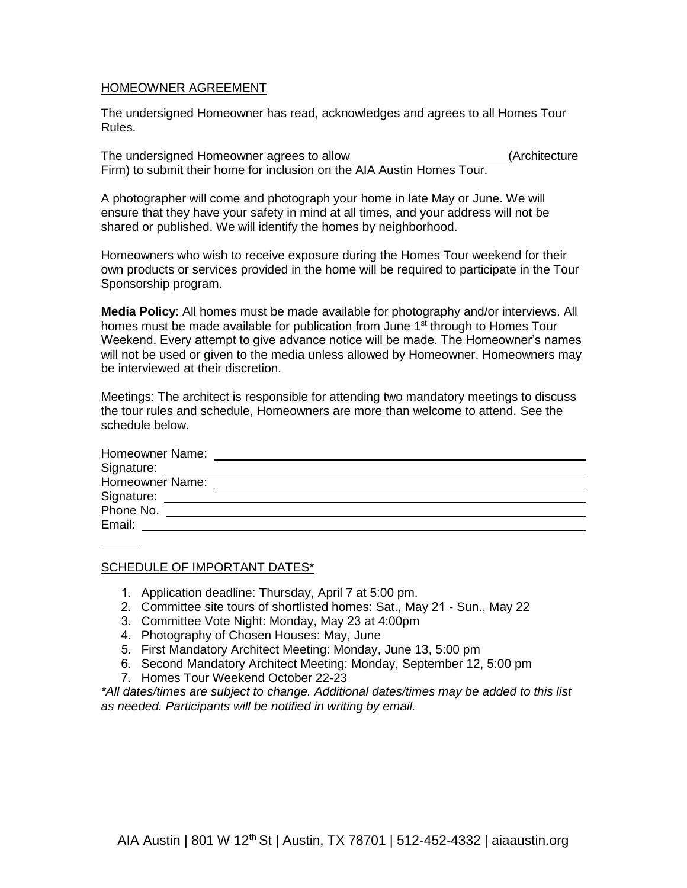## HOMEOWNER AGREEMENT

The undersigned Homeowner has read, acknowledges and agrees to all Homes Tour Rules.

The undersigned Homeowner agrees to allow ______________________ (Architecture Firm) to submit their home for inclusion on the AIA Austin Homes Tour.

A photographer will come and photograph your home in late May or June. We will ensure that they have your safety in mind at all times, and your address will not be shared or published. We will identify the homes by neighborhood.

Homeowners who wish to receive exposure during the Homes Tour weekend for their own products or services provided in the home will be required to participate in the Tour Sponsorship program.

**Media Policy**: All homes must be made available for photography and/or interviews. All homes must be made available for publication from June 1st through to Homes Tour Weekend. Every attempt to give advance notice will be made. The Homeowner's names will not be used or given to the media unless allowed by Homeowner. Homeowners may be interviewed at their discretion.

Meetings: The architect is responsible for attending two mandatory meetings to discuss the tour rules and schedule, Homeowners are more than welcome to attend. See the schedule below.

Homeowner Name: ______________________________

Signature: ______________________________

Homeowner Name: ______________________________

Signature: ______________________________

Phone No. ______________________________

Email: ______________________________

## SCHEDULE OF IMPORTANT DATES*

1. Application deadline: Thursday, April 7 at 5:00 pm.
2. Committee site tours of shortlisted homes: Sat., May 21 - Sun., May 22
3. Committee Vote Night: Monday, May 23 at 4:00pm
4. Photography of Chosen Houses: May, June
5. First Mandatory Architect Meeting: Monday, June 13, 5:00 pm
6. Second Mandatory Architect Meeting: Monday, September 12, 5:00 pm
7. Homes Tour Weekend October 22-23

*\*All dates/times are subject to change. Additional dates/times may be added to this list as needed. Participants will be notified in writing by email.*

AIA Austin | 801 W 12th St | Austin, TX 78701 | 512-452-4332 | aiaaustin.org